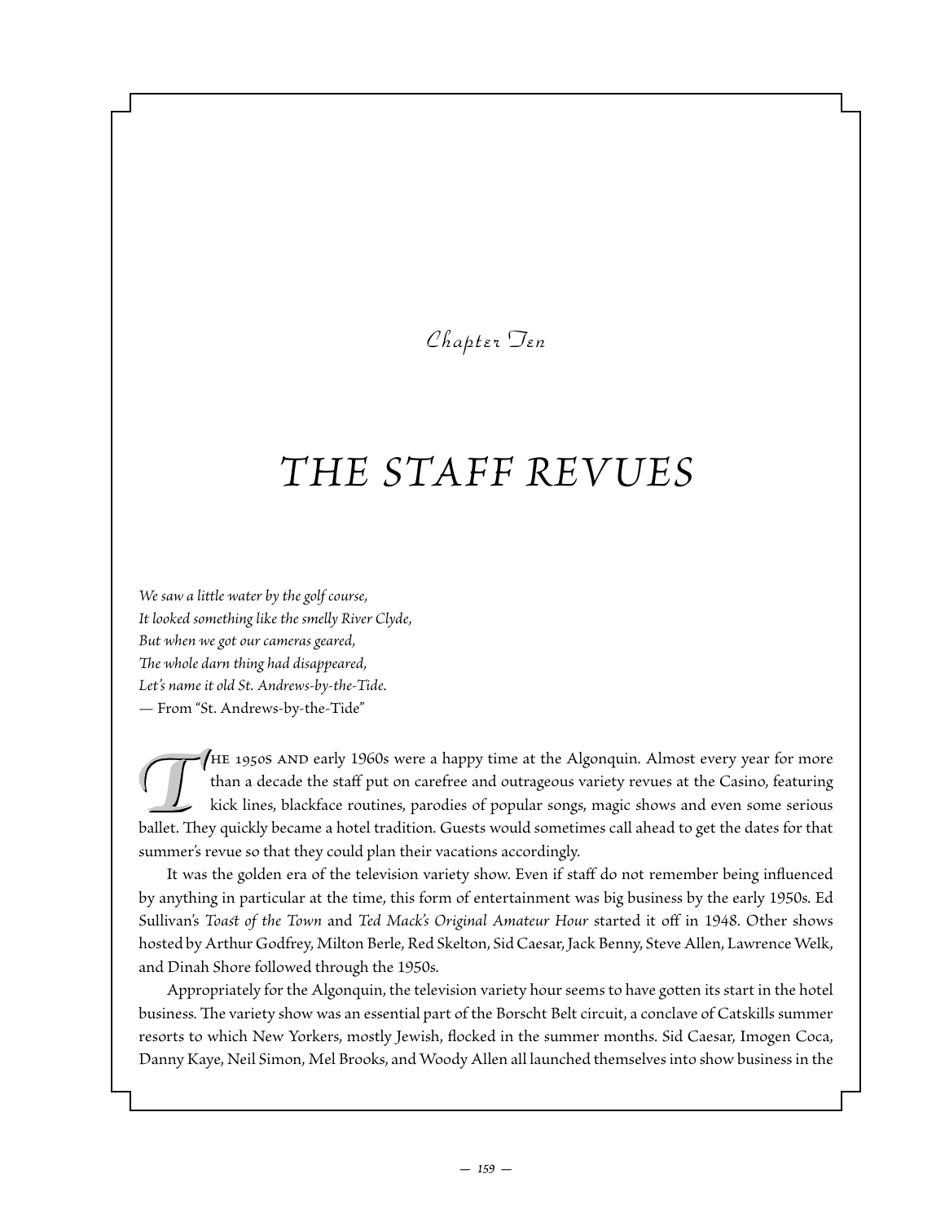Chapter Ten

# THE STAFF REVUES

*We saw a little water by the golf course,*
*It looked something like the smelly River Clyde,*
*But when we got our cameras geared,*
*The whole darn thing had disappeared,*
*Let's name it old St. Andrews-by-the-Tide.*
— From "St. Andrews-by-the-Tide"

The 1950s and early 1960s were a happy time at the Algonquin. Almost every year for more than a decade the staff put on carefree and outrageous variety revues at the Casino, featuring kick lines, blackface routines, parodies of popular songs, magic shows and even some serious ballet. They quickly became a hotel tradition. Guests would sometimes call ahead to get the dates for that summer's revue so that they could plan their vacations accordingly.

It was the golden era of the television variety show. Even if staff do not remember being influenced by anything in particular at the time, this form of entertainment was big business by the early 1950s. Ed Sullivan's *Toast of the Town* and *Ted Mack's Original Amateur Hour* started it off in 1948. Other shows hosted by Arthur Godfrey, Milton Berle, Red Skelton, Sid Caesar, Jack Benny, Steve Allen, Lawrence Welk, and Dinah Shore followed through the 1950s.

Appropriately for the Algonquin, the television variety hour seems to have gotten its start in the hotel business. The variety show was an essential part of the Borscht Belt circuit, a conclave of Catskills summer resorts to which New Yorkers, mostly Jewish, flocked in the summer months. Sid Caesar, Imogen Coca, Danny Kaye, Neil Simon, Mel Brooks, and Woody Allen all launched themselves into show business in the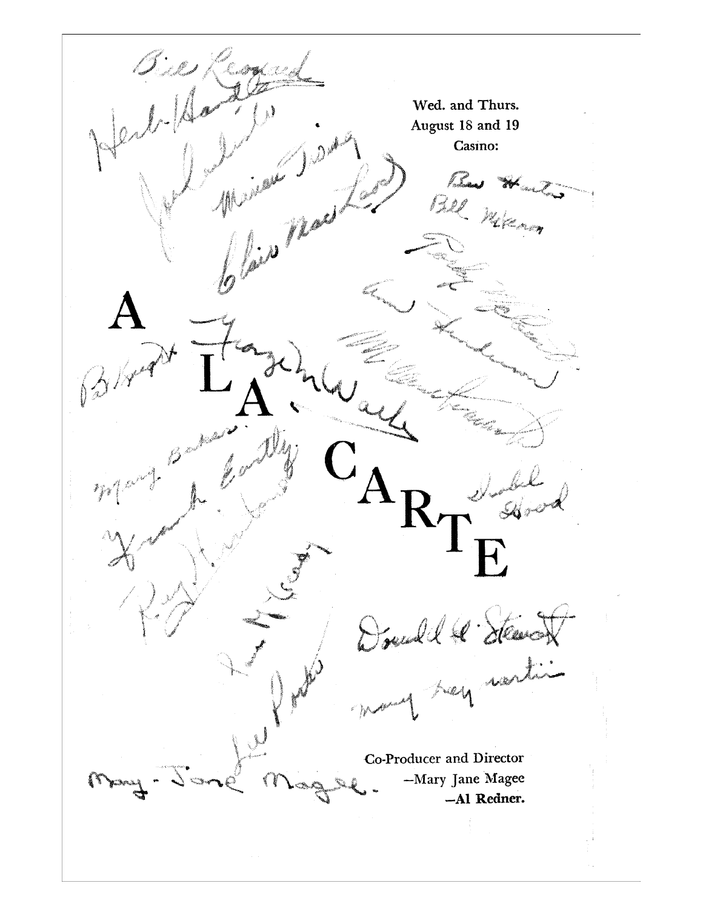Wed. and Thurs.
August 18 and 19
Casino:

# A LA CARTE

Co-Producer and Director
—Mary Jane Magee
—Al Redner.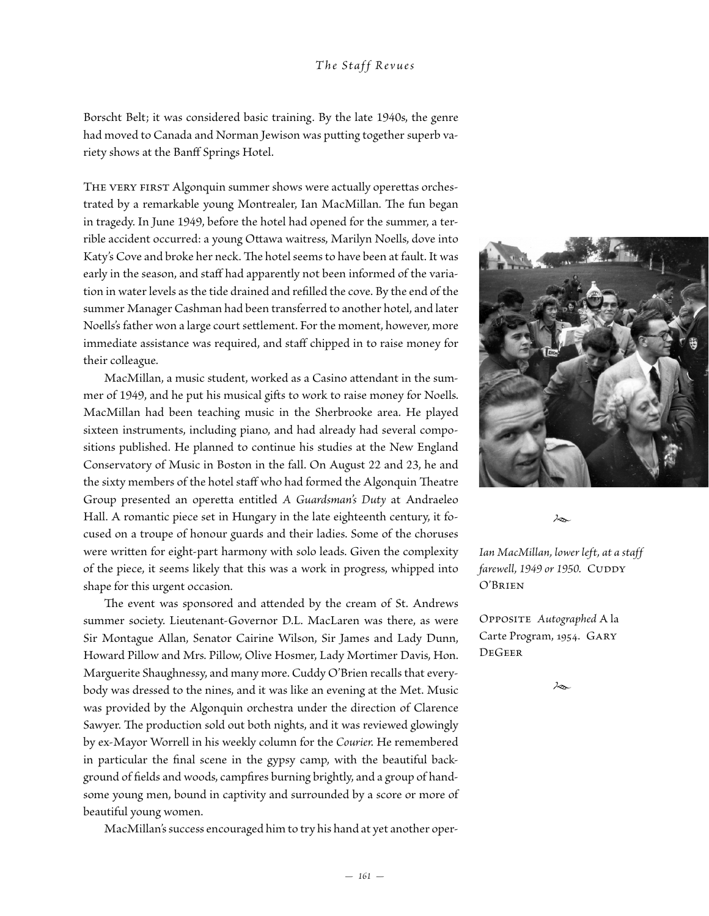Borscht Belt; it was considered basic training. By the late 1940s, the genre had moved to Canada and Norman Jewison was putting together superb variety shows at the Banff Springs Hotel.

THE VERY FIRST Algonquin summer shows were actually operettas orchestrated by a remarkable young Montrealer, Ian MacMillan. The fun began in tragedy. In June 1949, before the hotel had opened for the summer, a terrible accident occurred: a young Ottawa waitress, Marilyn Noells, dove into Katy's Cove and broke her neck. The hotel seems to have been at fault. It was early in the season, and staff had apparently not been informed of the variation in water levels as the tide drained and refilled the cove. By the end of the summer Manager Cashman had been transferred to another hotel, and later Noells's father won a large court settlement. For the moment, however, more immediate assistance was required, and staff chipped in to raise money for their colleague.

MacMillan, a music student, worked as a Casino attendant in the summer of 1949, and he put his musical gifts to work to raise money for Noells. MacMillan had been teaching music in the Sherbrooke area. He played sixteen instruments, including piano, and had already had several compositions published. He planned to continue his studies at the New England Conservatory of Music in Boston in the fall. On August 22 and 23, he and the sixty members of the hotel staff who had formed the Algonquin Theatre Group presented an operetta entitled *A Guardsman's Duty* at Andraeleo Hall. A romantic piece set in Hungary in the late eighteenth century, it focused on a troupe of honour guards and their ladies. Some of the choruses were written for eight-part harmony with solo leads. Given the complexity of the piece, it seems likely that this was a work in progress, whipped into shape for this urgent occasion.

The event was sponsored and attended by the cream of St. Andrews summer society. Lieutenant-Governor D.L. MacLaren was there, as were Sir Montague Allan, Senator Cairine Wilson, Sir James and Lady Dunn, Howard Pillow and Mrs. Pillow, Olive Hosmer, Lady Mortimer Davis, Hon. Marguerite Shaughnessy, and many more. Cuddy O'Brien recalls that everybody was dressed to the nines, and it was like an evening at the Met. Music was provided by the Algonquin orchestra under the direction of Clarence Sawyer. The production sold out both nights, and it was reviewed glowingly by ex-Mayor Worrell in his weekly column for the *Courier.* He remembered in particular the final scene in the gypsy camp, with the beautiful background of fields and woods, campfires burning brightly, and a group of handsome young men, bound in captivity and surrounded by a score or more of beautiful young women.

MacMillan's success encouraged him to try his hand at yet another oper-

*Ian MacMillan, lower left, at a staff farewell, 1949 or 1950.* CUDDY O'BRIEN

OPPOSITE *Autographed* A la Carte Program, 1954. GARY DEGEER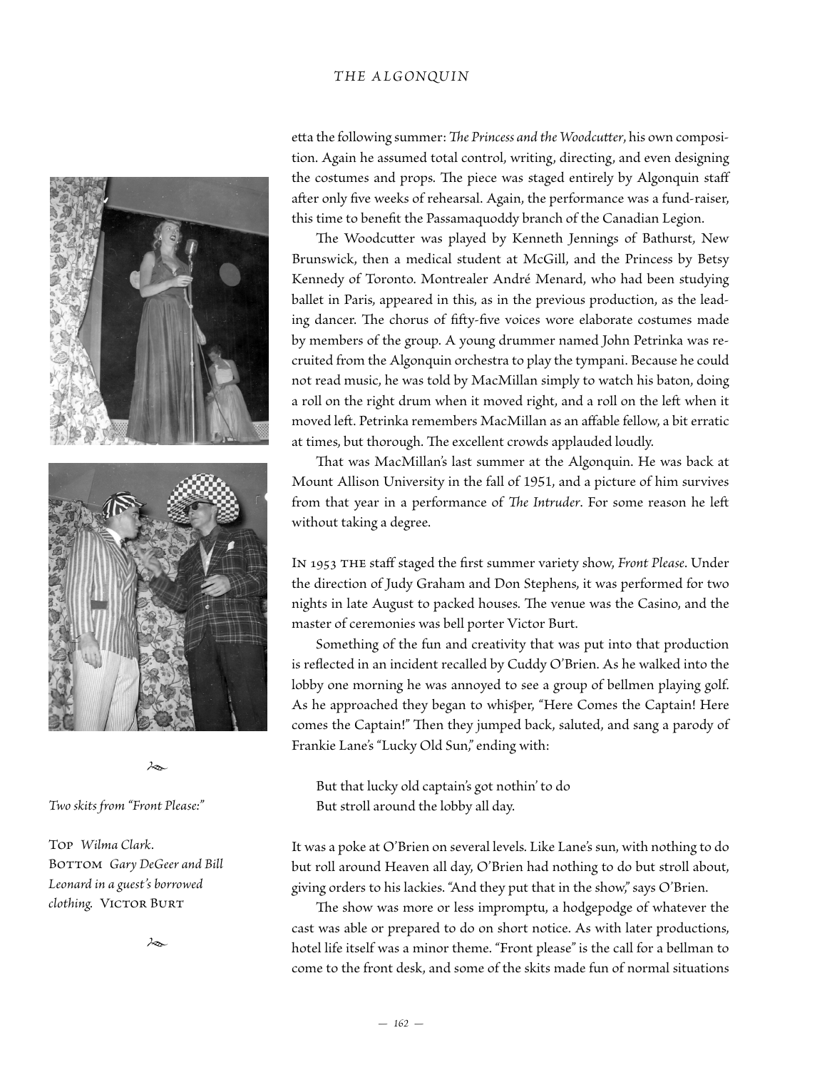etta the following summer: *The Princess and the Woodcutter*, his own composition. Again he assumed total control, writing, directing, and even designing the costumes and props. The piece was staged entirely by Algonquin staff after only five weeks of rehearsal. Again, the performance was a fund-raiser, this time to benefit the Passamaquoddy branch of the Canadian Legion.

The Woodcutter was played by Kenneth Jennings of Bathurst, New Brunswick, then a medical student at McGill, and the Princess by Betsy Kennedy of Toronto. Montrealer André Menard, who had been studying ballet in Paris, appeared in this, as in the previous production, as the leading dancer. The chorus of fifty-five voices wore elaborate costumes made by members of the group. A young drummer named John Petrinka was recruited from the Algonquin orchestra to play the tympani. Because he could not read music, he was told by MacMillan simply to watch his baton, doing a roll on the right drum when it moved right, and a roll on the left when it moved left. Petrinka remembers MacMillan as an affable fellow, a bit erratic at times, but thorough. The excellent crowds applauded loudly.

That was MacMillan's last summer at the Algonquin. He was back at Mount Allison University in the fall of 1951, and a picture of him survives from that year in a performance of *The Intruder*. For some reason he left without taking a degree.

In 1953 the staff staged the first summer variety show, *Front Please*. Under the direction of Judy Graham and Don Stephens, it was performed for two nights in late August to packed houses. The venue was the Casino, and the master of ceremonies was bell porter Victor Burt.

Something of the fun and creativity that was put into that production is reflected in an incident recalled by Cuddy O'Brien. As he walked into the lobby one morning he was annoyed to see a group of bellmen playing golf. As he approached they began to whisper, "Here Comes the Captain! Here comes the Captain!" Then they jumped back, saluted, and sang a parody of Frankie Lane's "Lucky Old Sun," ending with:

> But that lucky old captain's got nothin' to do
> But stroll around the lobby all day.

It was a poke at O'Brien on several levels. Like Lane's sun, with nothing to do but roll around Heaven all day, O'Brien had nothing to do but stroll about, giving orders to his lackies. "And they put that in the show," says O'Brien.

The show was more or less impromptu, a hodgepodge of whatever the cast was able or prepared to do on short notice. As with later productions, hotel life itself was a minor theme. "Front please" is the call for a bellman to come to the front desk, and some of the skits made fun of normal situations

*Two skits from "Front Please:"*

Top *Wilma Clark.*
Bottom *Gary DeGeer and Bill Leonard in a guest's borrowed clothing.* Victor Burt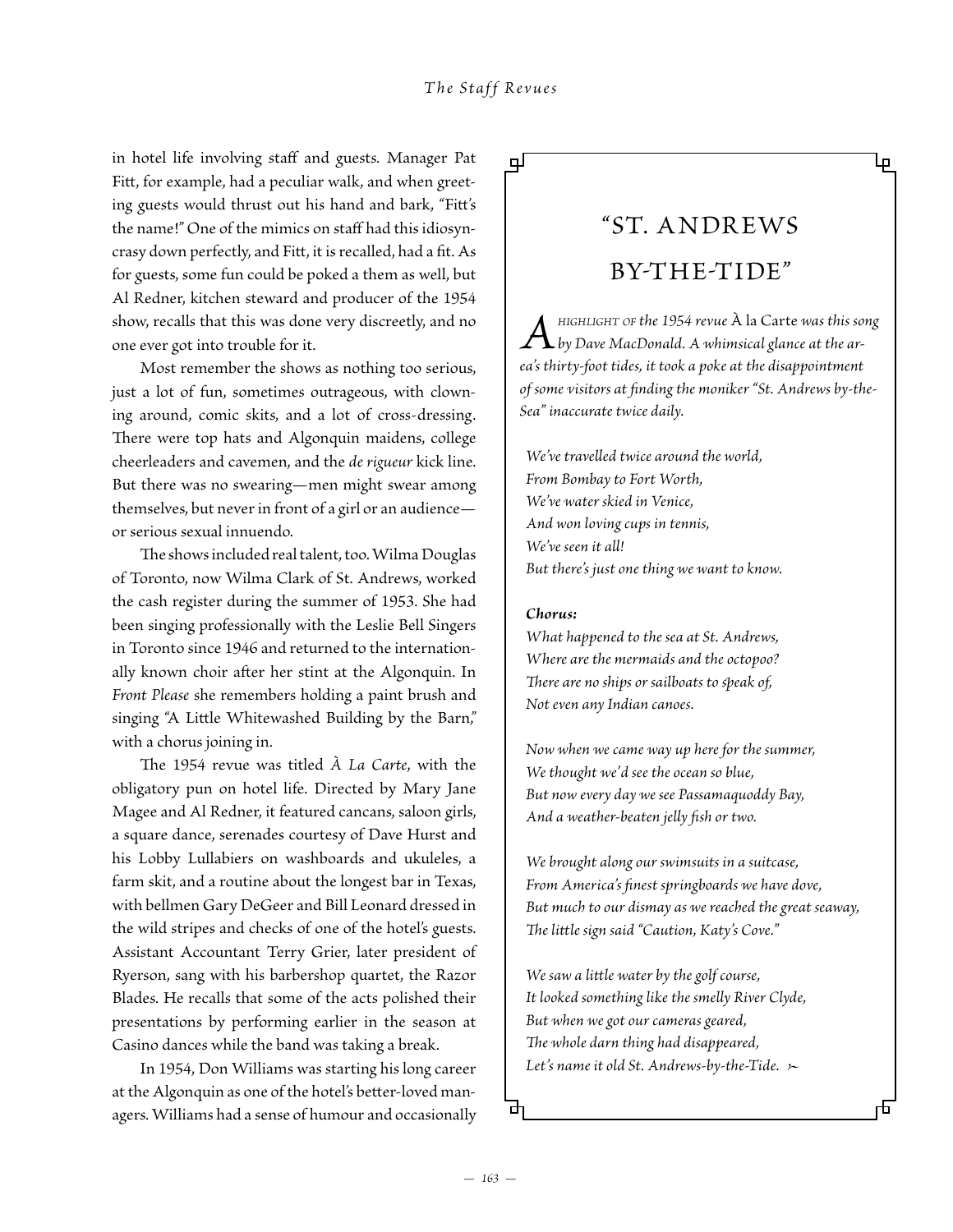in hotel life involving staff and guests. Manager Pat Fitt, for example, had a peculiar walk, and when greeting guests would thrust out his hand and bark, "Fitt's the name!" One of the mimics on staff had this idiosyncrasy down perfectly, and Fitt, it is recalled, had a fit. As for guests, some fun could be poked a them as well, but Al Redner, kitchen steward and producer of the 1954 show, recalls that this was done very discreetly, and no one ever got into trouble for it.

Most remember the shows as nothing too serious, just a lot of fun, sometimes outrageous, with clowning around, comic skits, and a lot of cross-dressing. There were top hats and Algonquin maidens, college cheerleaders and cavemen, and the *de rigueur* kick line. But there was no swearing—men might swear among themselves, but never in front of a girl or an audience—or serious sexual innuendo.

The shows included real talent, too. Wilma Douglas of Toronto, now Wilma Clark of St. Andrews, worked the cash register during the summer of 1953. She had been singing professionally with the Leslie Bell Singers in Toronto since 1946 and returned to the internationally known choir after her stint at the Algonquin. In *Front Please* she remembers holding a paint brush and singing "A Little Whitewashed Building by the Barn," with a chorus joining in.

The 1954 revue was titled *À La Carte*, with the obligatory pun on hotel life. Directed by Mary Jane Magee and Al Redner, it featured cancans, saloon girls, a square dance, serenades courtesy of Dave Hurst and his Lobby Lullabiers on washboards and ukuleles, a farm skit, and a routine about the longest bar in Texas, with bellmen Gary DeGeer and Bill Leonard dressed in the wild stripes and checks of one of the hotel's guests. Assistant Accountant Terry Grier, later president of Ryerson, sang with his barbershop quartet, the Razor Blades. He recalls that some of the acts polished their presentations by performing earlier in the season at Casino dances while the band was taking a break.

In 1954, Don Williams was starting his long career at the Algonquin as one of the hotel's better-loved managers. Williams had a sense of humour and occasionally

## "ST. ANDREWS BY-THE-TIDE"

*A highlight of the 1954 revue* À la Carte *was this song by Dave MacDonald. A whimsical glance at the area's thirty-foot tides, it took a poke at the disappointment of some visitors at finding the moniker "St. Andrews by-the-Sea" inaccurate twice daily.*

*We've travelled twice around the world,*
*From Bombay to Fort Worth,*
*We've water skied in Venice,*
*And won loving cups in tennis,*
*We've seen it all!*
*But there's just one thing we want to know.*

***Chorus:***
*What happened to the sea at St. Andrews,*
*Where are the mermaids and the octopoo?*
*There are no ships or sailboats to speak of,*
*Not even any Indian canoes.*

*Now when we came way up here for the summer,*
*We thought we'd see the ocean so blue,*
*But now every day we see Passamaquoddy Bay,*
*And a weather-beaten jelly fish or two.*

*We brought along our swimsuits in a suitcase,*
*From America's finest springboards we have dove,*
*But much to our dismay as we reached the great seaway,*
*The little sign said "Caution, Katy's Cove."*

*We saw a little water by the golf course,*
*It looked something like the smelly River Clyde,*
*But when we got our cameras geared,*
*The whole darn thing had disappeared,*
*Let's name it old St. Andrews-by-the-Tide.*